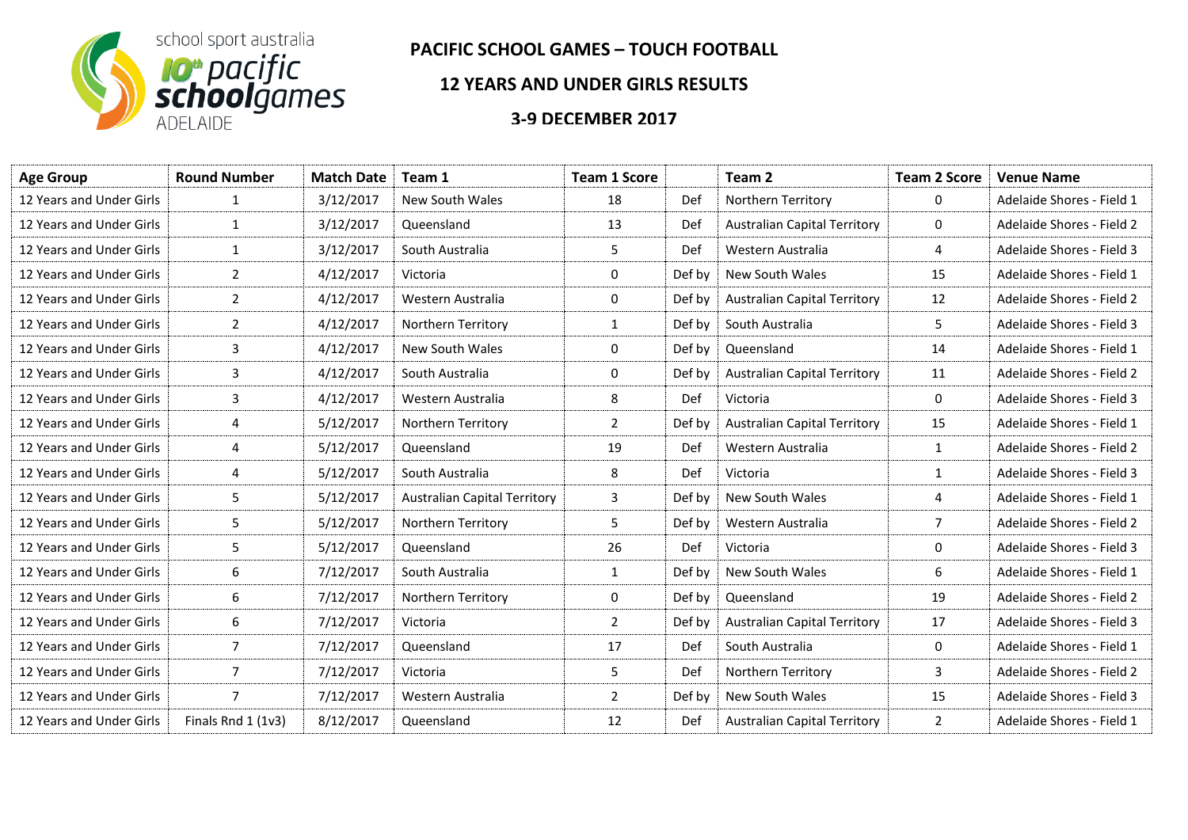school sport australia
10th pacific schoolgames
ADELAIDE

# PACIFIC SCHOOL GAMES – TOUCH FOOTBALL

## 12 YEARS AND UNDER GIRLS RESULTS

### 3-9 DECEMBER 2017

| Age Group | Round Number | Match Date | Team 1 | Team 1 Score | | Team 2 | Team 2 Score | Venue Name |
|---|---|---|---|---|---|---|---|---|
| 12 Years and Under Girls | 1 | 3/12/2017 | New South Wales | 18 | Def | Northern Territory | 0 | Adelaide Shores - Field 1 |
| 12 Years and Under Girls | 1 | 3/12/2017 | Queensland | 13 | Def | Australian Capital Territory | 0 | Adelaide Shores - Field 2 |
| 12 Years and Under Girls | 1 | 3/12/2017 | South Australia | 5 | Def | Western Australia | 4 | Adelaide Shores - Field 3 |
| 12 Years and Under Girls | 2 | 4/12/2017 | Victoria | 0 | Def by | New South Wales | 15 | Adelaide Shores - Field 1 |
| 12 Years and Under Girls | 2 | 4/12/2017 | Western Australia | 0 | Def by | Australian Capital Territory | 12 | Adelaide Shores - Field 2 |
| 12 Years and Under Girls | 2 | 4/12/2017 | Northern Territory | 1 | Def by | South Australia | 5 | Adelaide Shores - Field 3 |
| 12 Years and Under Girls | 3 | 4/12/2017 | New South Wales | 0 | Def by | Queensland | 14 | Adelaide Shores - Field 1 |
| 12 Years and Under Girls | 3 | 4/12/2017 | South Australia | 0 | Def by | Australian Capital Territory | 11 | Adelaide Shores - Field 2 |
| 12 Years and Under Girls | 3 | 4/12/2017 | Western Australia | 8 | Def | Victoria | 0 | Adelaide Shores - Field 3 |
| 12 Years and Under Girls | 4 | 5/12/2017 | Northern Territory | 2 | Def by | Australian Capital Territory | 15 | Adelaide Shores - Field 1 |
| 12 Years and Under Girls | 4 | 5/12/2017 | Queensland | 19 | Def | Western Australia | 1 | Adelaide Shores - Field 2 |
| 12 Years and Under Girls | 4 | 5/12/2017 | South Australia | 8 | Def | Victoria | 1 | Adelaide Shores - Field 3 |
| 12 Years and Under Girls | 5 | 5/12/2017 | Australian Capital Territory | 3 | Def by | New South Wales | 4 | Adelaide Shores - Field 1 |
| 12 Years and Under Girls | 5 | 5/12/2017 | Northern Territory | 5 | Def by | Western Australia | 7 | Adelaide Shores - Field 2 |
| 12 Years and Under Girls | 5 | 5/12/2017 | Queensland | 26 | Def | Victoria | 0 | Adelaide Shores - Field 3 |
| 12 Years and Under Girls | 6 | 7/12/2017 | South Australia | 1 | Def by | New South Wales | 6 | Adelaide Shores - Field 1 |
| 12 Years and Under Girls | 6 | 7/12/2017 | Northern Territory | 0 | Def by | Queensland | 19 | Adelaide Shores - Field 2 |
| 12 Years and Under Girls | 6 | 7/12/2017 | Victoria | 2 | Def by | Australian Capital Territory | 17 | Adelaide Shores - Field 3 |
| 12 Years and Under Girls | 7 | 7/12/2017 | Queensland | 17 | Def | South Australia | 0 | Adelaide Shores - Field 1 |
| 12 Years and Under Girls | 7 | 7/12/2017 | Victoria | 5 | Def | Northern Territory | 3 | Adelaide Shores - Field 2 |
| 12 Years and Under Girls | 7 | 7/12/2017 | Western Australia | 2 | Def by | New South Wales | 15 | Adelaide Shores - Field 3 |
| 12 Years and Under Girls | Finals Rnd 1 (1v3) | 8/12/2017 | Queensland | 12 | Def | Australian Capital Territory | 2 | Adelaide Shores - Field 1 |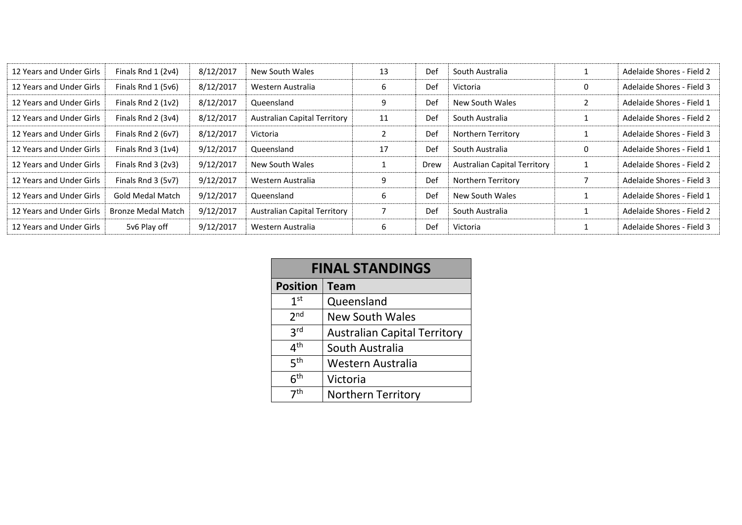| | | | | | | | | |
|---|---|---|---|---|---|---|---|---|
| 12 Years and Under Girls | Finals Rnd 1 (2v4) | 8/12/2017 | New South Wales | 13 | Def | South Australia | 1 | Adelaide Shores - Field 2 |
| 12 Years and Under Girls | Finals Rnd 1 (5v6) | 8/12/2017 | Western Australia | 6 | Def | Victoria | 0 | Adelaide Shores - Field 3 |
| 12 Years and Under Girls | Finals Rnd 2 (1v2) | 8/12/2017 | Queensland | 9 | Def | New South Wales | 2 | Adelaide Shores - Field 1 |
| 12 Years and Under Girls | Finals Rnd 2 (3v4) | 8/12/2017 | Australian Capital Territory | 11 | Def | South Australia | 1 | Adelaide Shores - Field 2 |
| 12 Years and Under Girls | Finals Rnd 2 (6v7) | 8/12/2017 | Victoria | 2 | Def | Northern Territory | 1 | Adelaide Shores - Field 3 |
| 12 Years and Under Girls | Finals Rnd 3 (1v4) | 9/12/2017 | Queensland | 17 | Def | South Australia | 0 | Adelaide Shores - Field 1 |
| 12 Years and Under Girls | Finals Rnd 3 (2v3) | 9/12/2017 | New South Wales | 1 | Drew | Australian Capital Territory | 1 | Adelaide Shores - Field 2 |
| 12 Years and Under Girls | Finals Rnd 3 (5v7) | 9/12/2017 | Western Australia | 9 | Def | Northern Territory | 7 | Adelaide Shores - Field 3 |
| 12 Years and Under Girls | Gold Medal Match | 9/12/2017 | Queensland | 6 | Def | New South Wales | 1 | Adelaide Shores - Field 1 |
| 12 Years and Under Girls | Bronze Medal Match | 9/12/2017 | Australian Capital Territory | 7 | Def | South Australia | 1 | Adelaide Shores - Field 2 |
| 12 Years and Under Girls | 5v6 Play off | 9/12/2017 | Western Australia | 6 | Def | Victoria | 1 | Adelaide Shores - Field 3 |

| FINAL STANDINGS | |
|---|---|
| **Position** | **Team** |
| 1st | Queensland |
| 2nd | New South Wales |
| 3rd | Australian Capital Territory |
| 4th | South Australia |
| 5th | Western Australia |
| 6th | Victoria |
| 7th | Northern Territory |